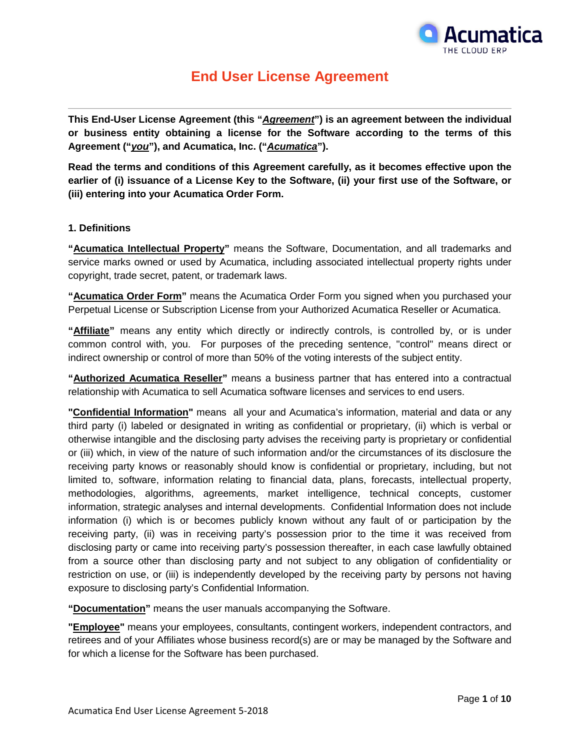# End User License Agreement

**This End-User License Agreement (this "*Agreement*") is an agreement between the individual or business entity obtaining a license for the Software according to the terms of this Agreement ("*you*"), and Acumatica, Inc. ("*Acumatica*").**

**Read the terms and conditions of this Agreement carefully, as it becomes effective upon the earlier of (i) issuance of a License Key to the Software, (ii) your first use of the Software, or (iii) entering into your Acumatica Order Form.**

## 1. Definitions

**"Acumatica Intellectual Property"** means the Software, Documentation, and all trademarks and service marks owned or used by Acumatica, including associated intellectual property rights under copyright, trade secret, patent, or trademark laws.

**"Acumatica Order Form"** means the Acumatica Order Form you signed when you purchased your Perpetual License or Subscription License from your Authorized Acumatica Reseller or Acumatica.

**"Affiliate"** means any entity which directly or indirectly controls, is controlled by, or is under common control with, you. For purposes of the preceding sentence, "control" means direct or indirect ownership or control of more than 50% of the voting interests of the subject entity.

**"Authorized Acumatica Reseller"** means a business partner that has entered into a contractual relationship with Acumatica to sell Acumatica software licenses and services to end users.

**"Confidential Information"** means all your and Acumatica's information, material and data or any third party (i) labeled or designated in writing as confidential or proprietary, (ii) which is verbal or otherwise intangible and the disclosing party advises the receiving party is proprietary or confidential or (iii) which, in view of the nature of such information and/or the circumstances of its disclosure the receiving party knows or reasonably should know is confidential or proprietary, including, but not limited to, software, information relating to financial data, plans, forecasts, intellectual property, methodologies, algorithms, agreements, market intelligence, technical concepts, customer information, strategic analyses and internal developments. Confidential Information does not include information (i) which is or becomes publicly known without any fault of or participation by the receiving party, (ii) was in receiving party's possession prior to the time it was received from disclosing party or came into receiving party's possession thereafter, in each case lawfully obtained from a source other than disclosing party and not subject to any obligation of confidentiality or restriction on use, or (iii) is independently developed by the receiving party by persons not having exposure to disclosing party's Confidential Information.

**"Documentation"** means the user manuals accompanying the Software.

**"Employee"** means your employees, consultants, contingent workers, independent contractors, and retirees and of your Affiliates whose business record(s) are or may be managed by the Software and for which a license for the Software has been purchased.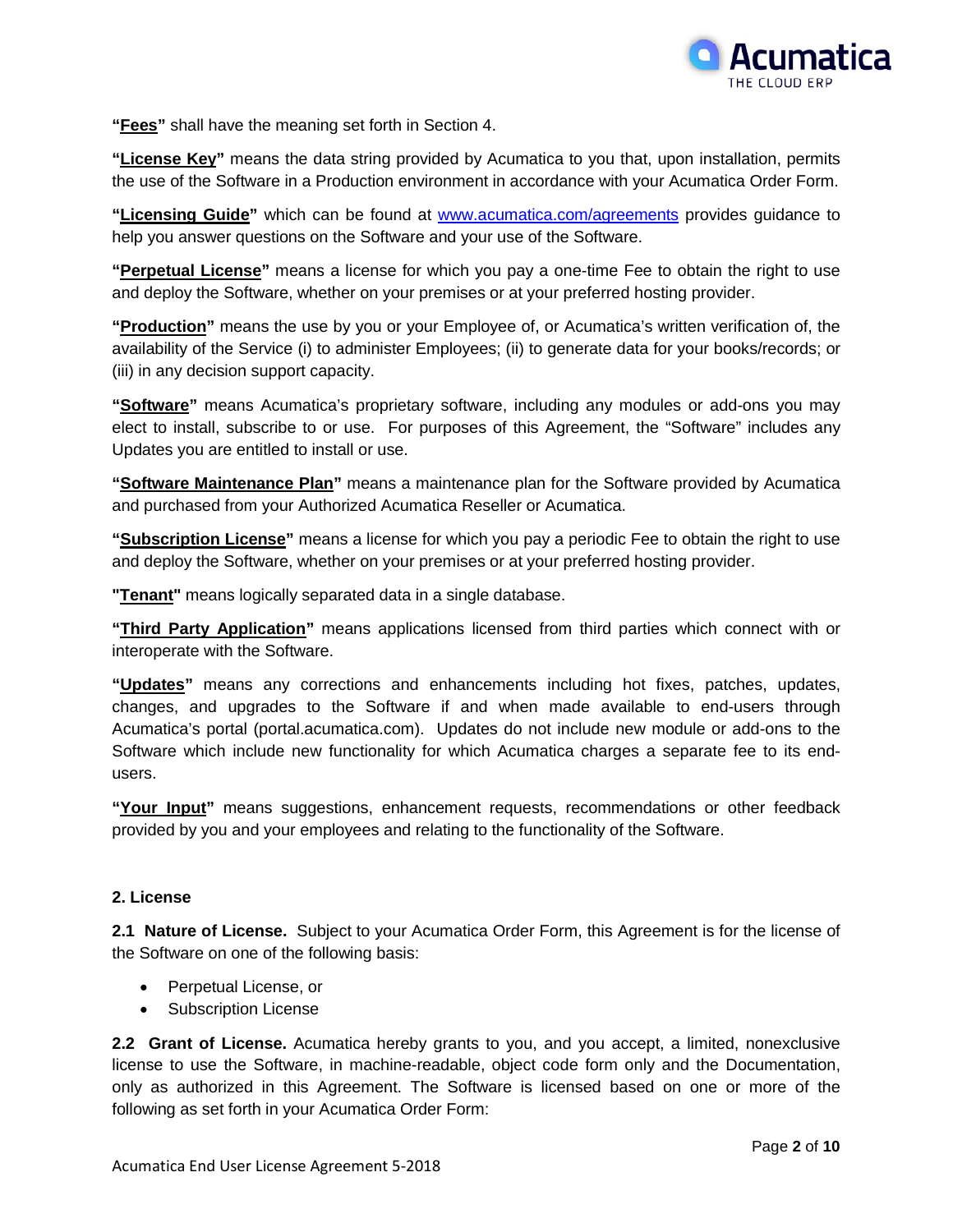**“Fees”** shall have the meaning set forth in Section 4.

**“License Key”** means the data string provided by Acumatica to you that, upon installation, permits the use of the Software in a Production environment in accordance with your Acumatica Order Form.

**“Licensing Guide”** which can be found at www.acumatica.com/agreements provides guidance to help you answer questions on the Software and your use of the Software.

**“Perpetual License”** means a license for which you pay a one-time Fee to obtain the right to use and deploy the Software, whether on your premises or at your preferred hosting provider.

**“Production”** means the use by you or your Employee of, or Acumatica’s written verification of, the availability of the Service (i) to administer Employees; (ii) to generate data for your books/records; or (iii) in any decision support capacity.

**“Software”** means Acumatica’s proprietary software, including any modules or add-ons you may elect to install, subscribe to or use. For purposes of this Agreement, the “Software” includes any Updates you are entitled to install or use.

**“Software Maintenance Plan”** means a maintenance plan for the Software provided by Acumatica and purchased from your Authorized Acumatica Reseller or Acumatica.

**“Subscription License”** means a license for which you pay a periodic Fee to obtain the right to use and deploy the Software, whether on your premises or at your preferred hosting provider.

**"Tenant"** means logically separated data in a single database.

**“Third Party Application”** means applications licensed from third parties which connect with or interoperate with the Software.

**“Updates”** means any corrections and enhancements including hot fixes, patches, updates, changes, and upgrades to the Software if and when made available to end-users through Acumatica’s portal (portal.acumatica.com). Updates do not include new module or add-ons to the Software which include new functionality for which Acumatica charges a separate fee to its end-users.

**“Your Input”** means suggestions, enhancement requests, recommendations or other feedback provided by you and your employees and relating to the functionality of the Software.

## 2. License

**2.1 Nature of License.** Subject to your Acumatica Order Form, this Agreement is for the license of the Software on one of the following basis:

- Perpetual License, or
- Subscription License

**2.2 Grant of License.** Acumatica hereby grants to you, and you accept, a limited, nonexclusive license to use the Software, in machine-readable, object code form only and the Documentation, only as authorized in this Agreement. The Software is licensed based on one or more of the following as set forth in your Acumatica Order Form: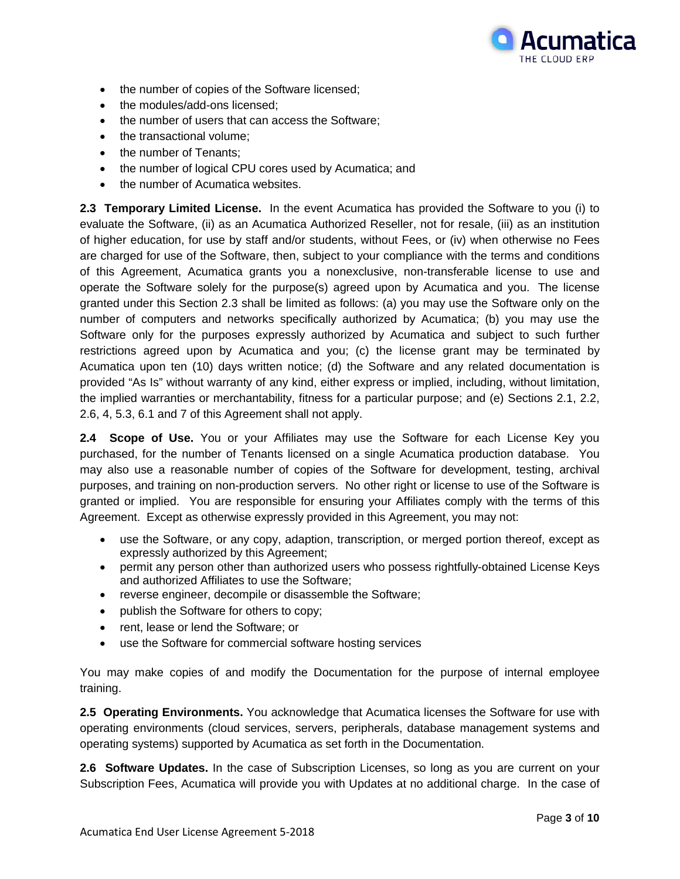- the number of copies of the Software licensed;
- the modules/add-ons licensed;
- the number of users that can access the Software;
- the transactional volume;
- the number of Tenants;
- the number of logical CPU cores used by Acumatica; and
- the number of Acumatica websites.

**2.3 Temporary Limited License.** In the event Acumatica has provided the Software to you (i) to evaluate the Software, (ii) as an Acumatica Authorized Reseller, not for resale, (iii) as an institution of higher education, for use by staff and/or students, without Fees, or (iv) when otherwise no Fees are charged for use of the Software, then, subject to your compliance with the terms and conditions of this Agreement, Acumatica grants you a nonexclusive, non-transferable license to use and operate the Software solely for the purpose(s) agreed upon by Acumatica and you. The license granted under this Section 2.3 shall be limited as follows: (a) you may use the Software only on the number of computers and networks specifically authorized by Acumatica; (b) you may use the Software only for the purposes expressly authorized by Acumatica and subject to such further restrictions agreed upon by Acumatica and you; (c) the license grant may be terminated by Acumatica upon ten (10) days written notice; (d) the Software and any related documentation is provided "As Is" without warranty of any kind, either express or implied, including, without limitation, the implied warranties or merchantability, fitness for a particular purpose; and (e) Sections 2.1, 2.2, 2.6, 4, 5.3, 6.1 and 7 of this Agreement shall not apply.

**2.4 Scope of Use.** You or your Affiliates may use the Software for each License Key you purchased, for the number of Tenants licensed on a single Acumatica production database. You may also use a reasonable number of copies of the Software for development, testing, archival purposes, and training on non-production servers. No other right or license to use of the Software is granted or implied. You are responsible for ensuring your Affiliates comply with the terms of this Agreement. Except as otherwise expressly provided in this Agreement, you may not:

- use the Software, or any copy, adaption, transcription, or merged portion thereof, except as expressly authorized by this Agreement;
- permit any person other than authorized users who possess rightfully-obtained License Keys and authorized Affiliates to use the Software;
- reverse engineer, decompile or disassemble the Software;
- publish the Software for others to copy;
- rent, lease or lend the Software; or
- use the Software for commercial software hosting services

You may make copies of and modify the Documentation for the purpose of internal employee training.

**2.5 Operating Environments.** You acknowledge that Acumatica licenses the Software for use with operating environments (cloud services, servers, peripherals, database management systems and operating systems) supported by Acumatica as set forth in the Documentation.

**2.6 Software Updates.** In the case of Subscription Licenses, so long as you are current on your Subscription Fees, Acumatica will provide you with Updates at no additional charge. In the case of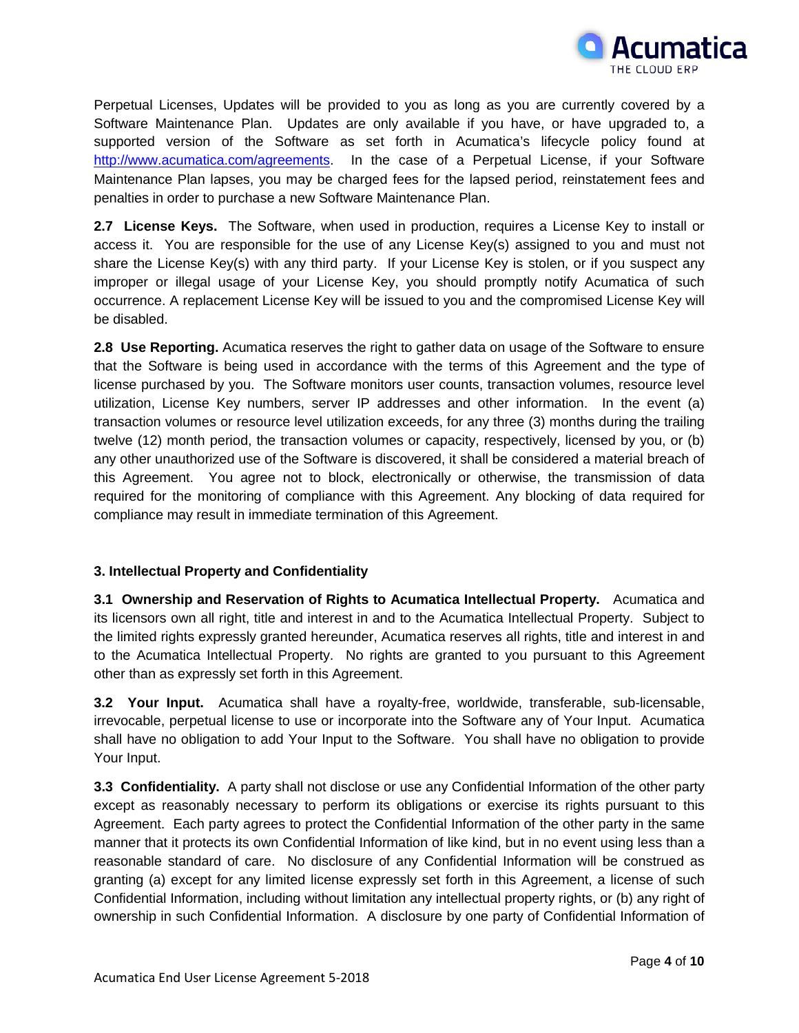Perpetual Licenses, Updates will be provided to you as long as you are currently covered by a Software Maintenance Plan. Updates are only available if you have, or have upgraded to, a supported version of the Software as set forth in Acumatica's lifecycle policy found at http://www.acumatica.com/agreements. In the case of a Perpetual License, if your Software Maintenance Plan lapses, you may be charged fees for the lapsed period, reinstatement fees and penalties in order to purchase a new Software Maintenance Plan.

**2.7 License Keys.** The Software, when used in production, requires a License Key to install or access it. You are responsible for the use of any License Key(s) assigned to you and must not share the License Key(s) with any third party. If your License Key is stolen, or if you suspect any improper or illegal usage of your License Key, you should promptly notify Acumatica of such occurrence. A replacement License Key will be issued to you and the compromised License Key will be disabled.

**2.8 Use Reporting.** Acumatica reserves the right to gather data on usage of the Software to ensure that the Software is being used in accordance with the terms of this Agreement and the type of license purchased by you. The Software monitors user counts, transaction volumes, resource level utilization, License Key numbers, server IP addresses and other information. In the event (a) transaction volumes or resource level utilization exceeds, for any three (3) months during the trailing twelve (12) month period, the transaction volumes or capacity, respectively, licensed by you, or (b) any other unauthorized use of the Software is discovered, it shall be considered a material breach of this Agreement. You agree not to block, electronically or otherwise, the transmission of data required for the monitoring of compliance with this Agreement. Any blocking of data required for compliance may result in immediate termination of this Agreement.

## 3. Intellectual Property and Confidentiality

**3.1 Ownership and Reservation of Rights to Acumatica Intellectual Property.** Acumatica and its licensors own all right, title and interest in and to the Acumatica Intellectual Property. Subject to the limited rights expressly granted hereunder, Acumatica reserves all rights, title and interest in and to the Acumatica Intellectual Property. No rights are granted to you pursuant to this Agreement other than as expressly set forth in this Agreement.

**3.2 Your Input.** Acumatica shall have a royalty-free, worldwide, transferable, sub-licensable, irrevocable, perpetual license to use or incorporate into the Software any of Your Input. Acumatica shall have no obligation to add Your Input to the Software. You shall have no obligation to provide Your Input.

**3.3 Confidentiality.** A party shall not disclose or use any Confidential Information of the other party except as reasonably necessary to perform its obligations or exercise its rights pursuant to this Agreement. Each party agrees to protect the Confidential Information of the other party in the same manner that it protects its own Confidential Information of like kind, but in no event using less than a reasonable standard of care. No disclosure of any Confidential Information will be construed as granting (a) except for any limited license expressly set forth in this Agreement, a license of such Confidential Information, including without limitation any intellectual property rights, or (b) any right of ownership in such Confidential Information. A disclosure by one party of Confidential Information of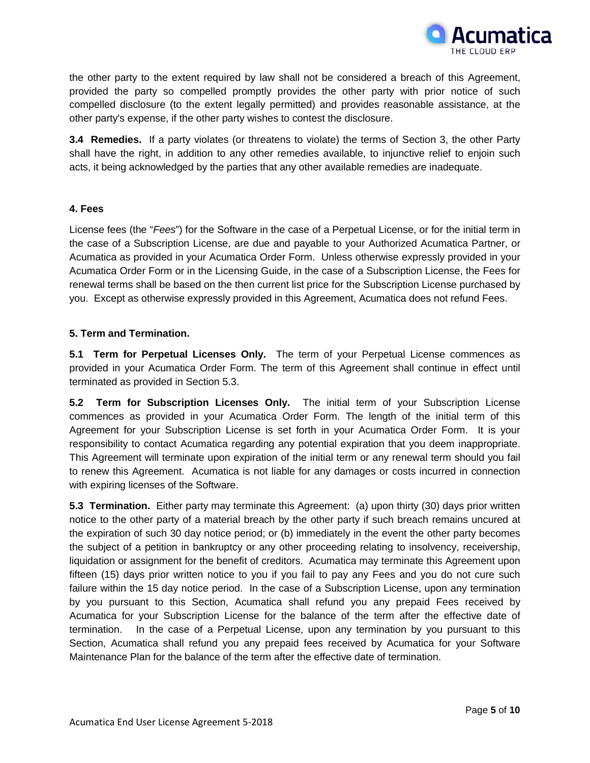the other party to the extent required by law shall not be considered a breach of this Agreement, provided the party so compelled promptly provides the other party with prior notice of such compelled disclosure (to the extent legally permitted) and provides reasonable assistance, at the other party's expense, if the other party wishes to contest the disclosure.

**3.4 Remedies.** If a party violates (or threatens to violate) the terms of Section 3, the other Party shall have the right, in addition to any other remedies available, to injunctive relief to enjoin such acts, it being acknowledged by the parties that any other available remedies are inadequate.

## 4. Fees

License fees (the "*Fees*") for the Software in the case of a Perpetual License, or for the initial term in the case of a Subscription License, are due and payable to your Authorized Acumatica Partner, or Acumatica as provided in your Acumatica Order Form. Unless otherwise expressly provided in your Acumatica Order Form or in the Licensing Guide, in the case of a Subscription License, the Fees for renewal terms shall be based on the then current list price for the Subscription License purchased by you. Except as otherwise expressly provided in this Agreement, Acumatica does not refund Fees.

## 5. Term and Termination.

**5.1 Term for Perpetual Licenses Only.** The term of your Perpetual License commences as provided in your Acumatica Order Form. The term of this Agreement shall continue in effect until terminated as provided in Section 5.3.

**5.2 Term for Subscription Licenses Only.** The initial term of your Subscription License commences as provided in your Acumatica Order Form. The length of the initial term of this Agreement for your Subscription License is set forth in your Acumatica Order Form. It is your responsibility to contact Acumatica regarding any potential expiration that you deem inappropriate. This Agreement will terminate upon expiration of the initial term or any renewal term should you fail to renew this Agreement. Acumatica is not liable for any damages or costs incurred in connection with expiring licenses of the Software.

**5.3 Termination.** Either party may terminate this Agreement: (a) upon thirty (30) days prior written notice to the other party of a material breach by the other party if such breach remains uncured at the expiration of such 30 day notice period; or (b) immediately in the event the other party becomes the subject of a petition in bankruptcy or any other proceeding relating to insolvency, receivership, liquidation or assignment for the benefit of creditors. Acumatica may terminate this Agreement upon fifteen (15) days prior written notice to you if you fail to pay any Fees and you do not cure such failure within the 15 day notice period. In the case of a Subscription License, upon any termination by you pursuant to this Section, Acumatica shall refund you any prepaid Fees received by Acumatica for your Subscription License for the balance of the term after the effective date of termination. In the case of a Perpetual License, upon any termination by you pursuant to this Section, Acumatica shall refund you any prepaid fees received by Acumatica for your Software Maintenance Plan for the balance of the term after the effective date of termination.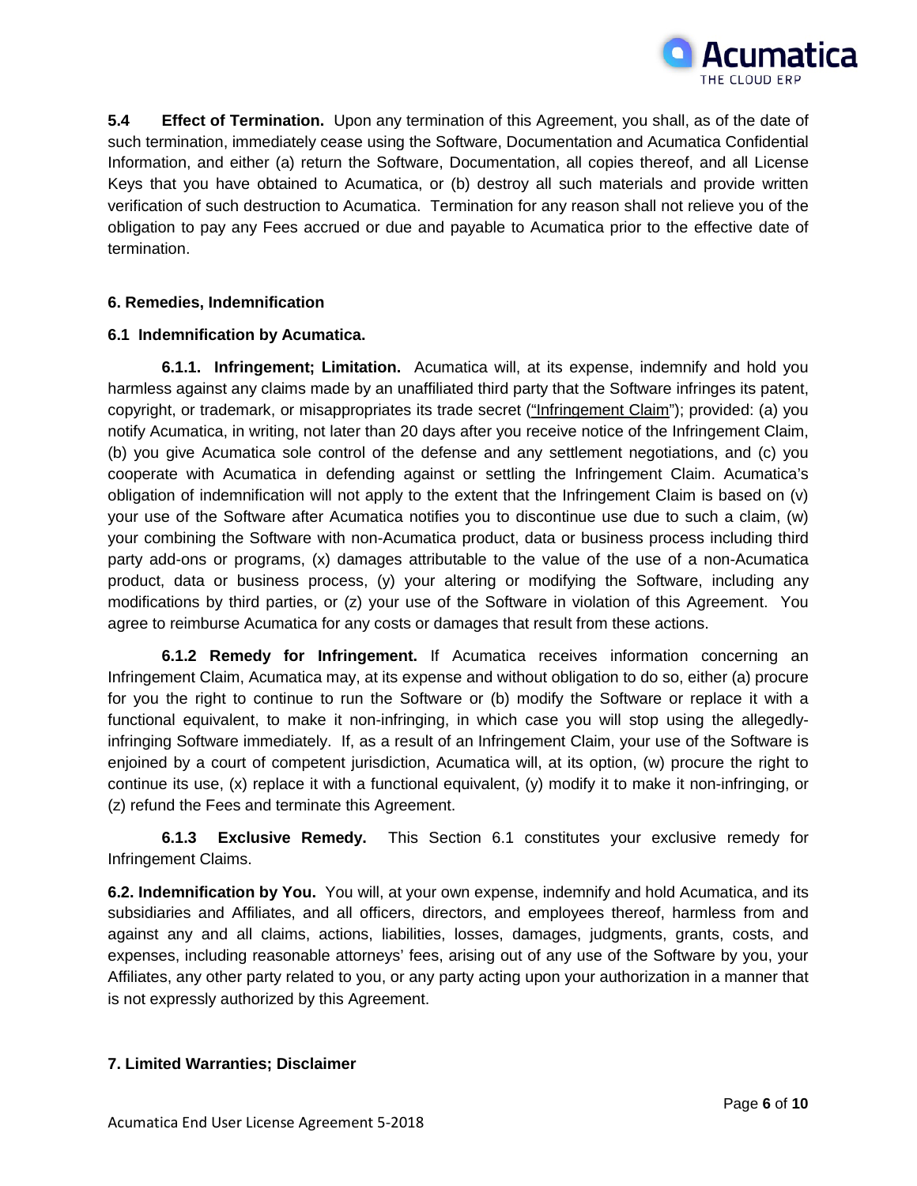**5.4 Effect of Termination.** Upon any termination of this Agreement, you shall, as of the date of such termination, immediately cease using the Software, Documentation and Acumatica Confidential Information, and either (a) return the Software, Documentation, all copies thereof, and all License Keys that you have obtained to Acumatica, or (b) destroy all such materials and provide written verification of such destruction to Acumatica. Termination for any reason shall not relieve you of the obligation to pay any Fees accrued or due and payable to Acumatica prior to the effective date of termination.

## 6. Remedies, Indemnification

### 6.1 Indemnification by Acumatica.

**6.1.1. Infringement; Limitation.** Acumatica will, at its expense, indemnify and hold you harmless against any claims made by an unaffiliated third party that the Software infringes its patent, copyright, or trademark, or misappropriates its trade secret ("Infringement Claim"); provided: (a) you notify Acumatica, in writing, not later than 20 days after you receive notice of the Infringement Claim, (b) you give Acumatica sole control of the defense and any settlement negotiations, and (c) you cooperate with Acumatica in defending against or settling the Infringement Claim. Acumatica's obligation of indemnification will not apply to the extent that the Infringement Claim is based on (v) your use of the Software after Acumatica notifies you to discontinue use due to such a claim, (w) your combining the Software with non-Acumatica product, data or business process including third party add-ons or programs, (x) damages attributable to the value of the use of a non-Acumatica product, data or business process, (y) your altering or modifying the Software, including any modifications by third parties, or (z) your use of the Software in violation of this Agreement. You agree to reimburse Acumatica for any costs or damages that result from these actions.

**6.1.2 Remedy for Infringement.** If Acumatica receives information concerning an Infringement Claim, Acumatica may, at its expense and without obligation to do so, either (a) procure for you the right to continue to run the Software or (b) modify the Software or replace it with a functional equivalent, to make it non-infringing, in which case you will stop using the allegedly-infringing Software immediately. If, as a result of an Infringement Claim, your use of the Software is enjoined by a court of competent jurisdiction, Acumatica will, at its option, (w) procure the right to continue its use, (x) replace it with a functional equivalent, (y) modify it to make it non-infringing, or (z) refund the Fees and terminate this Agreement.

**6.1.3 Exclusive Remedy.** This Section 6.1 constitutes your exclusive remedy for Infringement Claims.

**6.2. Indemnification by You.** You will, at your own expense, indemnify and hold Acumatica, and its subsidiaries and Affiliates, and all officers, directors, and employees thereof, harmless from and against any and all claims, actions, liabilities, losses, damages, judgments, grants, costs, and expenses, including reasonable attorneys' fees, arising out of any use of the Software by you, your Affiliates, any other party related to you, or any party acting upon your authorization in a manner that is not expressly authorized by this Agreement.

## 7. Limited Warranties; Disclaimer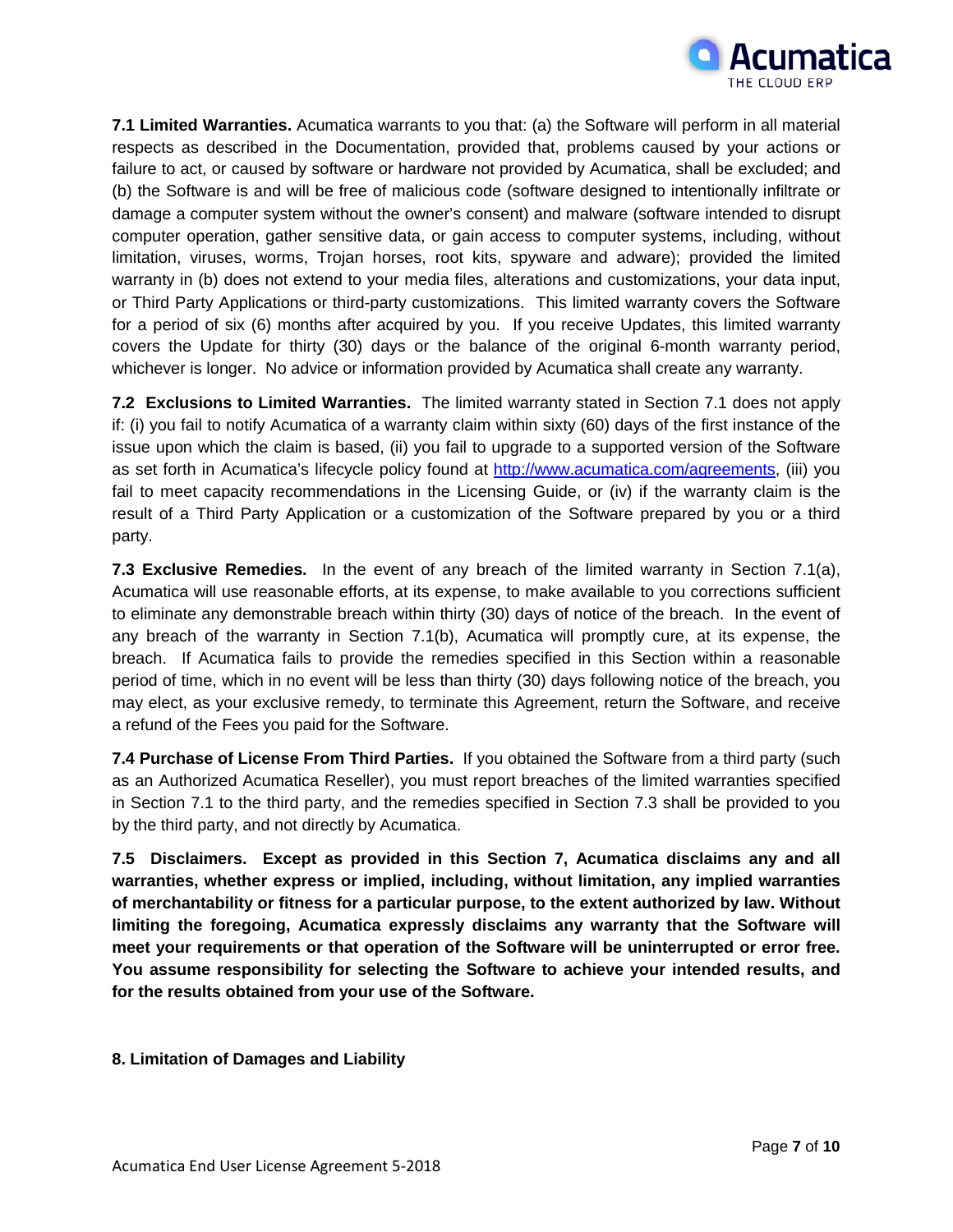**7.1 Limited Warranties.** Acumatica warrants to you that: (a) the Software will perform in all material respects as described in the Documentation, provided that, problems caused by your actions or failure to act, or caused by software or hardware not provided by Acumatica, shall be excluded; and (b) the Software is and will be free of malicious code (software designed to intentionally infiltrate or damage a computer system without the owner's consent) and malware (software intended to disrupt computer operation, gather sensitive data, or gain access to computer systems, including, without limitation, viruses, worms, Trojan horses, root kits, spyware and adware); provided the limited warranty in (b) does not extend to your media files, alterations and customizations, your data input, or Third Party Applications or third-party customizations. This limited warranty covers the Software for a period of six (6) months after acquired by you. If you receive Updates, this limited warranty covers the Update for thirty (30) days or the balance of the original 6-month warranty period, whichever is longer. No advice or information provided by Acumatica shall create any warranty.

**7.2 Exclusions to Limited Warranties.** The limited warranty stated in Section 7.1 does not apply if: (i) you fail to notify Acumatica of a warranty claim within sixty (60) days of the first instance of the issue upon which the claim is based, (ii) you fail to upgrade to a supported version of the Software as set forth in Acumatica's lifecycle policy found at [http://www.acumatica.com/agreements](http://www.acumatica.com/agreements), (iii) you fail to meet capacity recommendations in the Licensing Guide, or (iv) if the warranty claim is the result of a Third Party Application or a customization of the Software prepared by you or a third party.

**7.3 Exclusive Remedies.** In the event of any breach of the limited warranty in Section 7.1(a), Acumatica will use reasonable efforts, at its expense, to make available to you corrections sufficient to eliminate any demonstrable breach within thirty (30) days of notice of the breach. In the event of any breach of the warranty in Section 7.1(b), Acumatica will promptly cure, at its expense, the breach. If Acumatica fails to provide the remedies specified in this Section within a reasonable period of time, which in no event will be less than thirty (30) days following notice of the breach, you may elect, as your exclusive remedy, to terminate this Agreement, return the Software, and receive a refund of the Fees you paid for the Software.

**7.4 Purchase of License From Third Parties.** If you obtained the Software from a third party (such as an Authorized Acumatica Reseller), you must report breaches of the limited warranties specified in Section 7.1 to the third party, and the remedies specified in Section 7.3 shall be provided to you by the third party, and not directly by Acumatica.

**7.5 Disclaimers. Except as provided in this Section 7, Acumatica disclaims any and all warranties, whether express or implied, including, without limitation, any implied warranties of merchantability or fitness for a particular purpose, to the extent authorized by law. Without limiting the foregoing, Acumatica expressly disclaims any warranty that the Software will meet your requirements or that operation of the Software will be uninterrupted or error free. You assume responsibility for selecting the Software to achieve your intended results, and for the results obtained from your use of the Software.**

**8. Limitation of Damages and Liability**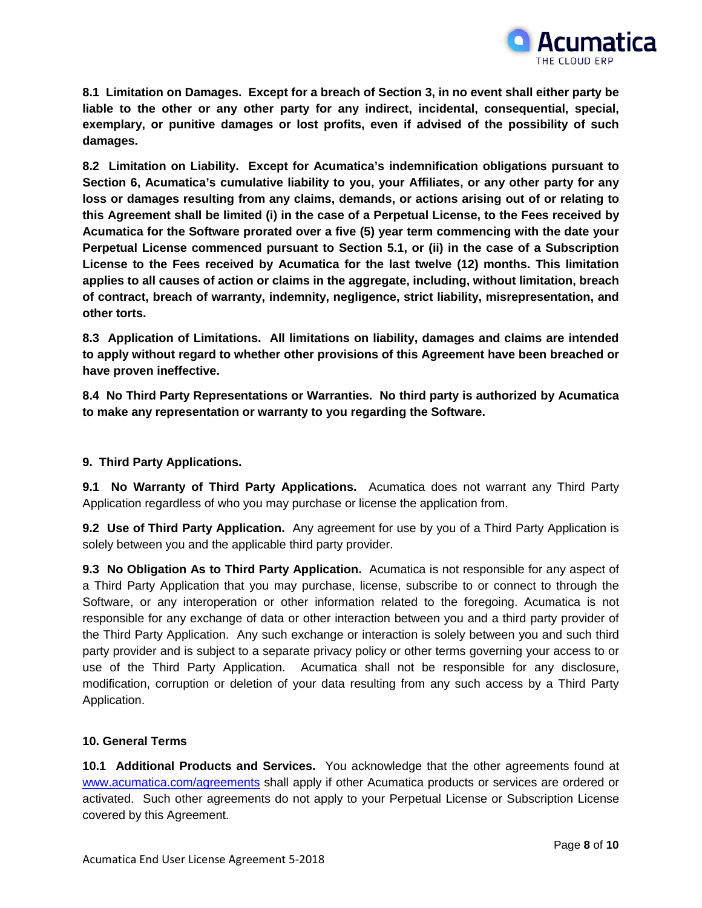**8.1 Limitation on Damages. Except for a breach of Section 3, in no event shall either party be liable to the other or any other party for any indirect, incidental, consequential, special, exemplary, or punitive damages or lost profits, even if advised of the possibility of such damages.**

**8.2 Limitation on Liability. Except for Acumatica's indemnification obligations pursuant to Section 6, Acumatica's cumulative liability to you, your Affiliates, or any other party for any loss or damages resulting from any claims, demands, or actions arising out of or relating to this Agreement shall be limited (i) in the case of a Perpetual License, to the Fees received by Acumatica for the Software prorated over a five (5) year term commencing with the date your Perpetual License commenced pursuant to Section 5.1, or (ii) in the case of a Subscription License to the Fees received by Acumatica for the last twelve (12) months. This limitation applies to all causes of action or claims in the aggregate, including, without limitation, breach of contract, breach of warranty, indemnity, negligence, strict liability, misrepresentation, and other torts.**

**8.3 Application of Limitations. All limitations on liability, damages and claims are intended to apply without regard to whether other provisions of this Agreement have been breached or have proven ineffective.**

**8.4 No Third Party Representations or Warranties. No third party is authorized by Acumatica to make any representation or warranty to you regarding the Software.**

## 9. Third Party Applications.

**9.1 No Warranty of Third Party Applications.** Acumatica does not warrant any Third Party Application regardless of who you may purchase or license the application from.

**9.2 Use of Third Party Application.** Any agreement for use by you of a Third Party Application is solely between you and the applicable third party provider.

**9.3 No Obligation As to Third Party Application.** Acumatica is not responsible for any aspect of a Third Party Application that you may purchase, license, subscribe to or connect to through the Software, or any interoperation or other information related to the foregoing. Acumatica is not responsible for any exchange of data or other interaction between you and a third party provider of the Third Party Application. Any such exchange or interaction is solely between you and such third party provider and is subject to a separate privacy policy or other terms governing your access to or use of the Third Party Application. Acumatica shall not be responsible for any disclosure, modification, corruption or deletion of your data resulting from any such access by a Third Party Application.

## 10. General Terms

**10.1 Additional Products and Services.** You acknowledge that the other agreements found at [www.acumatica.com/agreements](www.acumatica.com/agreements) shall apply if other Acumatica products or services are ordered or activated. Such other agreements do not apply to your Perpetual License or Subscription License covered by this Agreement.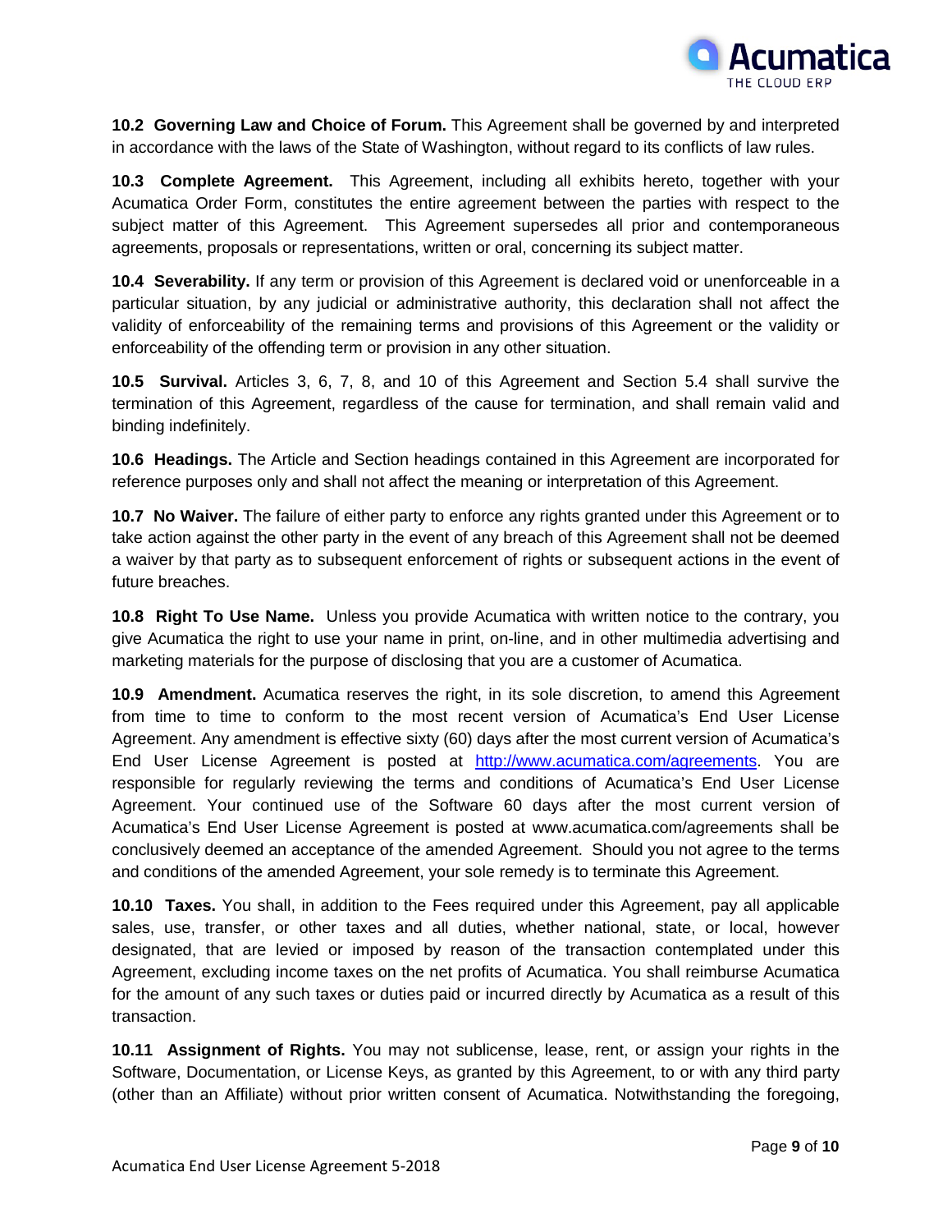**10.2 Governing Law and Choice of Forum.** This Agreement shall be governed by and interpreted in accordance with the laws of the State of Washington, without regard to its conflicts of law rules.

**10.3 Complete Agreement.** This Agreement, including all exhibits hereto, together with your Acumatica Order Form, constitutes the entire agreement between the parties with respect to the subject matter of this Agreement. This Agreement supersedes all prior and contemporaneous agreements, proposals or representations, written or oral, concerning its subject matter.

**10.4 Severability.** If any term or provision of this Agreement is declared void or unenforceable in a particular situation, by any judicial or administrative authority, this declaration shall not affect the validity of enforceability of the remaining terms and provisions of this Agreement or the validity or enforceability of the offending term or provision in any other situation.

**10.5 Survival.** Articles 3, 6, 7, 8, and 10 of this Agreement and Section 5.4 shall survive the termination of this Agreement, regardless of the cause for termination, and shall remain valid and binding indefinitely.

**10.6 Headings.** The Article and Section headings contained in this Agreement are incorporated for reference purposes only and shall not affect the meaning or interpretation of this Agreement.

**10.7 No Waiver.** The failure of either party to enforce any rights granted under this Agreement or to take action against the other party in the event of any breach of this Agreement shall not be deemed a waiver by that party as to subsequent enforcement of rights or subsequent actions in the event of future breaches.

**10.8 Right To Use Name.** Unless you provide Acumatica with written notice to the contrary, you give Acumatica the right to use your name in print, on-line, and in other multimedia advertising and marketing materials for the purpose of disclosing that you are a customer of Acumatica.

**10.9 Amendment.** Acumatica reserves the right, in its sole discretion, to amend this Agreement from time to time to conform to the most recent version of Acumatica's End User License Agreement. Any amendment is effective sixty (60) days after the most current version of Acumatica's End User License Agreement is posted at [http://www.acumatica.com/agreements](http://www.acumatica.com/agreements). You are responsible for regularly reviewing the terms and conditions of Acumatica's End User License Agreement. Your continued use of the Software 60 days after the most current version of Acumatica's End User License Agreement is posted at www.acumatica.com/agreements shall be conclusively deemed an acceptance of the amended Agreement. Should you not agree to the terms and conditions of the amended Agreement, your sole remedy is to terminate this Agreement.

**10.10 Taxes.** You shall, in addition to the Fees required under this Agreement, pay all applicable sales, use, transfer, or other taxes and all duties, whether national, state, or local, however designated, that are levied or imposed by reason of the transaction contemplated under this Agreement, excluding income taxes on the net profits of Acumatica. You shall reimburse Acumatica for the amount of any such taxes or duties paid or incurred directly by Acumatica as a result of this transaction.

**10.11 Assignment of Rights.** You may not sublicense, lease, rent, or assign your rights in the Software, Documentation, or License Keys, as granted by this Agreement, to or with any third party (other than an Affiliate) without prior written consent of Acumatica. Notwithstanding the foregoing,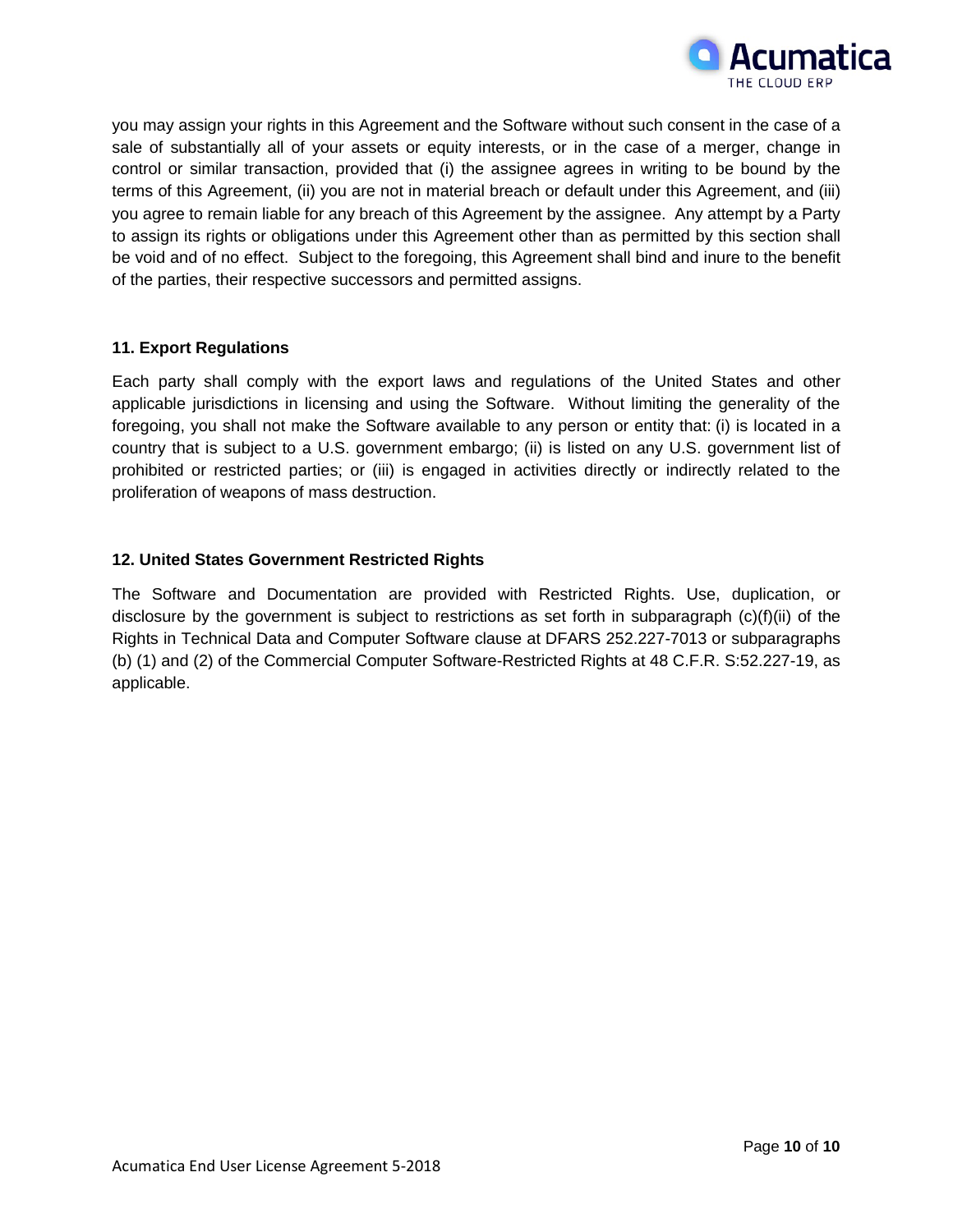you may assign your rights in this Agreement and the Software without such consent in the case of a sale of substantially all of your assets or equity interests, or in the case of a merger, change in control or similar transaction, provided that (i) the assignee agrees in writing to be bound by the terms of this Agreement, (ii) you are not in material breach or default under this Agreement, and (iii) you agree to remain liable for any breach of this Agreement by the assignee. Any attempt by a Party to assign its rights or obligations under this Agreement other than as permitted by this section shall be void and of no effect. Subject to the foregoing, this Agreement shall bind and inure to the benefit of the parties, their respective successors and permitted assigns.

**11. Export Regulations**

Each party shall comply with the export laws and regulations of the United States and other applicable jurisdictions in licensing and using the Software. Without limiting the generality of the foregoing, you shall not make the Software available to any person or entity that: (i) is located in a country that is subject to a U.S. government embargo; (ii) is listed on any U.S. government list of prohibited or restricted parties; or (iii) is engaged in activities directly or indirectly related to the proliferation of weapons of mass destruction.

**12. United States Government Restricted Rights**

The Software and Documentation are provided with Restricted Rights. Use, duplication, or disclosure by the government is subject to restrictions as set forth in subparagraph (c)(f)(ii) of the Rights in Technical Data and Computer Software clause at DFARS 252.227-7013 or subparagraphs (b) (1) and (2) of the Commercial Computer Software-Restricted Rights at 48 C.F.R. S:52.227-19, as applicable.